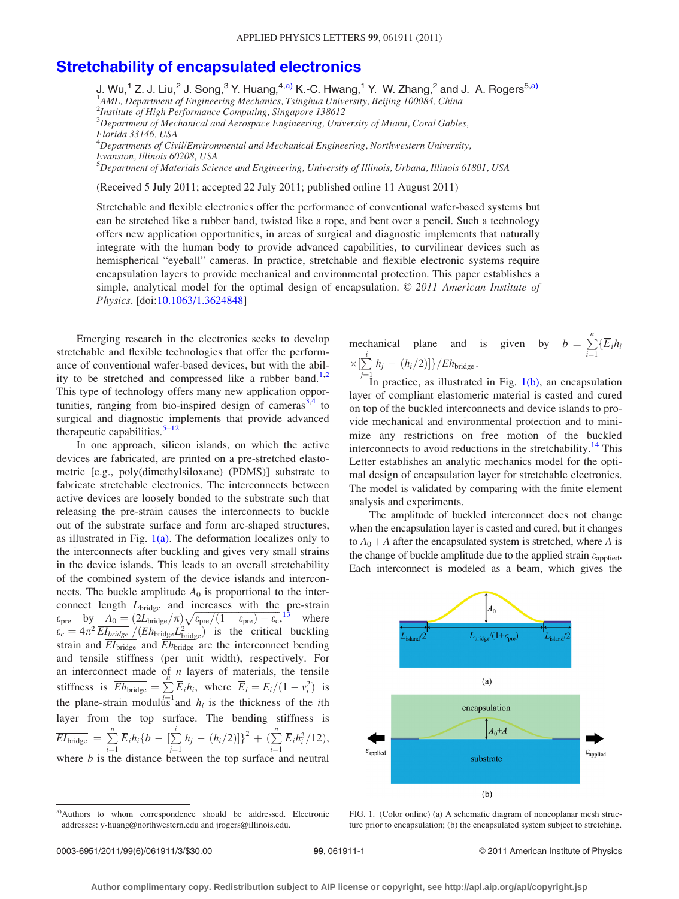# Stretchability of encapsulated electronics

J. Wu,[1] Z. J. Liu,[2] J. Song,[3] Y. Huang,[4,a)] K.-C. Hwang,[1] Y. W. Zhang,[2] and J. A. Rogers[5,a)]

[1]AML, Department of Engineering Mechanics, Tsinghua University, Beijing 100084, China
[2]Institute of High Performance Computing, Singapore 138612
[3]Department of Mechanical and Aerospace Engineering, University of Miami, Coral Gables, Florida 33146, USA
[4]Departments of Civil/Environmental and Mechanical Engineering, Northwestern University, Evanston, Illinois 60208, USA
[5]Department of Materials Science and Engineering, University of Illinois, Urbana, Illinois 61801, USA

(Received 5 July 2011; accepted 22 July 2011; published online 11 August 2011)

Stretchable and flexible electronics offer the performance of conventional wafer-based systems but can be stretched like a rubber band, twisted like a rope, and bent over a pencil. Such a technology offers new application opportunities, in areas of surgical and diagnostic implements that naturally integrate with the human body to provide advanced capabilities, to curvilinear devices such as hemispherical "eyeball" cameras. In practice, stretchable and flexible electronic systems require encapsulation layers to provide mechanical and environmental protection. This paper establishes a simple, analytical model for the optimal design of encapsulation. © *2011 American Institute of Physics*. [doi:10.1063/1.3624848]

Emerging research in the electronics seeks to develop stretchable and flexible technologies that offer the performance of conventional wafer-based devices, but with the ability to be stretched and compressed like a rubber band.[1,2] This type of technology offers many new application opportunities, ranging from bio-inspired design of cameras[3,4] to surgical and diagnostic implements that provide advanced therapeutic capabilities.[5–12]

In one approach, silicon islands, on which the active devices are fabricated, are printed on a pre-stretched elastomeric [e.g., poly(dimethylsiloxane) (PDMS)] substrate to fabricate stretchable electronics. The interconnects between active devices are loosely bonded to the substrate such that releasing the pre-strain causes the interconnects to buckle out of the substrate surface and form arc-shaped structures, as illustrated in Fig. 1(a). The deformation localizes only to the interconnects after buckling and gives very small strains in the device islands. This leads to an overall stretchability of the combined system of the device islands and interconnects. The buckle amplitude $A_0$ is proportional to the interconnect length $L_{\mathrm{bridge}}$ and increases with the pre-strain $\varepsilon_{\mathrm{pre}}$ by $A_0 = (2L_{\mathrm{bridge}}/\pi)\sqrt{\varepsilon_{\mathrm{pre}}/(1+\varepsilon_{\mathrm{pre}}) - \varepsilon_c}$,[13] where $\varepsilon_c = 4\pi^2\,\overline{EI}_{\mathrm{bridge}}/(\overline{Eh}_{\mathrm{bridge}}L_{\mathrm{bridge}}^2)$ is the critical buckling strain and $\overline{EI}_{\mathrm{bridge}}$ and $\overline{Eh}_{\mathrm{bridge}}$ are the interconnect bending and tensile stiffness (per unit width), respectively. For an interconnect made of $n$ layers of materials, the tensile stiffness is $\overline{Eh}_{\mathrm{bridge}} = \sum_{i=1}^{n}\overline{E}_i h_i$, where $\overline{E}_i = E_i/(1-\nu_i^2)$ is the plane-strain modulus and $h_i$ is the thickness of the $i$th layer from the top surface. The bending stiffness is $\overline{EI}_{\mathrm{bridge}} = \sum_{i=1}^{n}\overline{E}_i h_i\{b - [\sum_{j=1}^{i} h_j - (h_i/2)]\}^2 + (\sum_{i=1}^{n}\overline{E}_i h_i^3/12)$, where $b$ is the distance between the top surface and neutral mechanical plane and is given by $b = \sum_{i=1}^{n}\{\overline{E}_i h_i \times [\sum_{j=1}^{i} h_j - (h_i/2)]\}/\overline{Eh}_{\mathrm{bridge}}$.

In practice, as illustrated in Fig. 1(b), an encapsulation layer of compliant elastomeric material is casted and cured on top of the buckled interconnects and device islands to provide mechanical and environmental protection and to minimize any restrictions on free motion of the buckled interconnects to avoid reductions in the stretchability.[14] This Letter establishes an analytic mechanics model for the optimal design of encapsulation layer for stretchable electronics. The model is validated by comparing with the finite element analysis and experiments.

The amplitude of buckled interconnect does not change when the encapsulation layer is casted and cured, but it changes to $A_0 + A$ after the encapsulated system is stretched, where $A$ is the change of buckle amplitude due to the applied strain $\varepsilon_{\mathrm{applied}}$. Each interconnect is modeled as a beam, which gives the

FIG. 1. (Color online) (a) A schematic diagram of noncoplanar mesh structure prior to encapsulation; (b) the encapsulated system subject to stretching.

a)Authors to whom correspondence should be addressed. Electronic addresses: y-huang@northwestern.edu and jrogers@illinois.edu.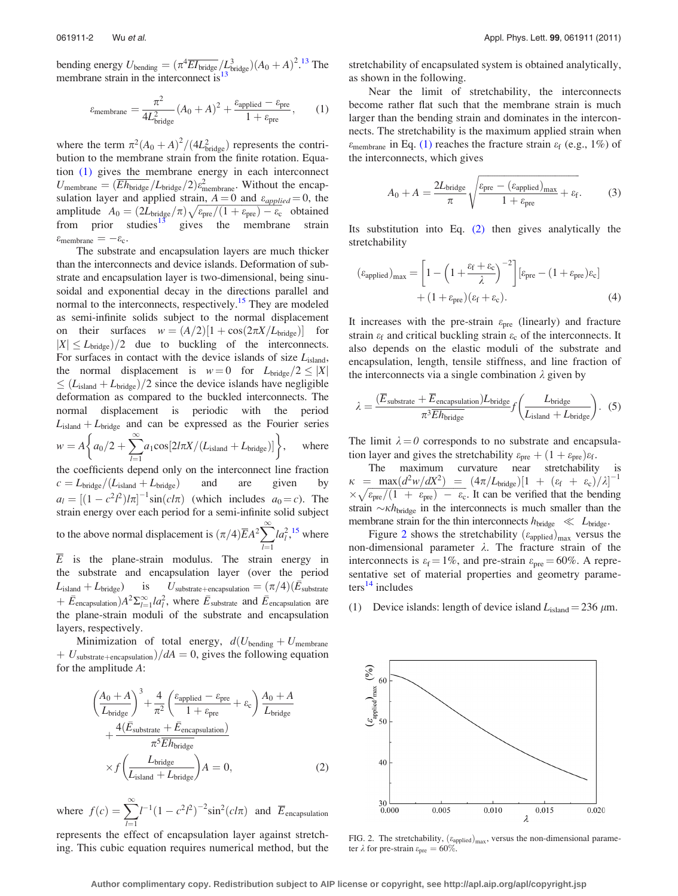bending energy $U_{\text{bending}} = (\pi^4 \overline{EI_{\text{bridge}}}/L_{\text{bridge}}^3)(A_0 + A)^2$.[13] The membrane strain in the interconnect is[13]

$$\varepsilon_{\text{membrane}} = \frac{\pi^2}{4L_{\text{bridge}}^2}(A_0 + A)^2 + \frac{\varepsilon_{\text{applied}} - \varepsilon_{\text{pre}}}{1 + \varepsilon_{\text{pre}}}, \qquad (1)$$

where the term $\pi^2(A_0 + A)^2/(4L_{\text{bridge}}^2)$ represents the contribution to the membrane strain from the finite rotation. Equation (1) gives the membrane energy in each interconnect $U_{\text{membrane}} = (\overline{Eh_{\text{bridge}}}/L_{\text{bridge}}/2)\varepsilon_{\text{membrane}}^2$. Without the encapsulation layer and applied strain, $A = 0$ and $\varepsilon_{applied} = 0$, the amplitude $A_0 = (2L_{\text{bridge}}/\pi)\sqrt{\varepsilon_{\text{pre}}/(1 + \varepsilon_{\text{pre}}) - \varepsilon_{\text{c}}}$ obtained from prior studies[13] gives the membrane strain $\varepsilon_{\text{membrane}} = -\varepsilon_{\text{c}}$.

The substrate and encapsulation layers are much thicker than the interconnects and device islands. Deformation of substrate and encapsulation layer is two-dimensional, being sinusoidal and exponential decay in the directions parallel and normal to the interconnects, respectively.[15] They are modeled as semi-infinite solids subject to the normal displacement on their surfaces $w = (A/2)[1 + \cos(2\pi X/L_{\text{bridge}})]$ for $|X| \le L_{\text{bridge}})/2$ due to buckling of the interconnects. For surfaces in contact with the device islands of size $L_{\text{island}}$, the normal displacement is $w = 0$ for $L_{\text{bridge}}/2 \le |X| \le (L_{\text{island}} + L_{\text{bridge}})/2$ since the device islands have negligible deformation as compared to the buckled interconnects. The normal displacement is periodic with the period $L_{\text{island}} + L_{\text{bridge}}$ and can be expressed as the Fourier series $w = A\left\{a_0/2 + \sum_{l=1}^{\infty} a_1 \cos[2l\pi X/(L_{\text{island}} + L_{\text{bridge}})]\right\}$, where the coefficients depend only on the interconnect line fraction $c = L_{\text{bridge}}/(L_{\text{island}} + L_{\text{bridge}})$ and are given by $a_l = [(1 - c^2 l^2) l\pi]^{-1} \sin(cl\pi)$ (which includes $a_0 = c$). The strain energy over each period for a semi-infinite solid subject to the above normal displacement is $(\pi/4)\overline{E}A^2 \sum_{l=1}^{\infty} l a_l^2$,[15] where $\overline{E}$ is the plane-strain modulus. The strain energy in the substrate and encapsulation layer (over the period $L_{\text{island}} + L_{\text{bridge}}$) is $U_{\text{substrate+encapsulation}} = (\pi/4)(\bar{E}_{\text{substrate}} + \bar{E}_{\text{encapsulation}})A^2 \sum_{l=1}^{\infty} l a_l^2$, where $\bar{E}_{\text{substrate}}$ and $\bar{E}_{\text{encapsulation}}$ are the plane-strain moduli of the substrate and encapsulation layers, respectively.

Minimization of total energy, $d(U_{\text{bending}} + U_{\text{membrane}} + U_{\text{substrate+encapsulation}})/dA = 0$, gives the following equation for the amplitude $A$:

$$\left(\frac{A_0 + A}{L_{\text{bridge}}}\right)^3 + \frac{4}{\pi^2}\left(\frac{\varepsilon_{\text{applied}} - \varepsilon_{\text{pre}}}{1 + \varepsilon_{\text{pre}}} + \varepsilon_{\text{c}}\right)\frac{A_0 + A}{L_{\text{bridge}}} + \frac{4(\bar{E}_{\text{substrate}} + \bar{E}_{\text{encapsulation}})}{\pi^5 \overline{Eh_{\text{bridge}}}} \times f\left(\frac{L_{\text{bridge}}}{L_{\text{island}} + L_{\text{bridge}}}\right) A = 0, \qquad (2)$$

where $f(c) = \sum_{l=1}^{\infty} l^{-1}(1 - c^2 l^2)^{-2} \sin^2(cl\pi)$ and $\overline{E}_{\text{encapsulation}}$ represents the effect of encapsulation layer against stretching. This cubic equation requires numerical method, but the stretchability of encapsulated system is obtained analytically, as shown in the following.

Near the limit of stretchability, the interconnects become rather flat such that the membrane strain is much larger than the bending strain and dominates in the interconnects. The stretchability is the maximum applied strain when $\varepsilon_{\text{membrane}}$ in Eq. (1) reaches the fracture strain $\varepsilon_{\text{f}}$ (e.g., 1%) of the interconnects, which gives

$$A_0 + A = \frac{2L_{\text{bridge}}}{\pi}\sqrt{\frac{\varepsilon_{\text{pre}} - (\varepsilon_{\text{applied}})_{\max}}{1 + \varepsilon_{\text{pre}}} + \varepsilon_{\text{f}}}. \qquad (3)$$

Its substitution into Eq. (2) then gives analytically the stretchability

$$(\varepsilon_{\text{applied}})_{\max} = \left[1 - \left(1 + \frac{\varepsilon_{\text{f}} + \varepsilon_{\text{c}}}{\lambda}\right)^{-2}\right][\varepsilon_{\text{pre}} - (1 + \varepsilon_{\text{pre}})\varepsilon_{\text{c}}] + (1 + \varepsilon_{\text{pre}})(\varepsilon_{\text{f}} + \varepsilon_{\text{c}}). \qquad (4)$$

It increases with the pre-strain $\varepsilon_{\text{pre}}$ (linearly) and fracture strain $\varepsilon_{\text{f}}$ and critical buckling strain $\varepsilon_{\text{c}}$ of the interconnects. It also depends on the elastic moduli of the substrate and encapsulation, length, tensile stiffness, and line fraction of the interconnects via a single combination $\lambda$ given by

$$\lambda = \frac{(\overline{E}_{\text{substrate}} + \overline{E}_{\text{encapsulation}})L_{\text{bridge}}}{\pi^3 \overline{Eh_{\text{bridge}}}} f\left(\frac{L_{\text{bridge}}}{L_{\text{island}} + L_{\text{bridge}}}\right). \qquad (5)$$

The limit $\lambda = 0$ corresponds to no substrate and encapsulation layer and gives the stretchability $\varepsilon_{\text{pre}} + (1 + \varepsilon_{\text{pre}})\varepsilon_{\text{f}}$.

The maximum curvature near stretchability is $\kappa = \max(d^2 w/dX^2) = (4\pi/L_{\text{bridge}})[1 + (\varepsilon_{\text{f}} + \varepsilon_{\text{c}})/\lambda]^{-1} \times \sqrt{\varepsilon_{\text{pre}}/(1 + \varepsilon_{\text{pre}}) - \varepsilon_{\text{c}}}$. It can be verified that the bending strain $\sim \kappa h_{\text{bridge}}$ in the interconnects is much smaller than the membrane strain for the thin interconnects $h_{\text{bridge}} \ll L_{\text{bridge}}$.

Figure 2 shows the stretchability $(\varepsilon_{\text{applied}})_{\max}$ versus the non-dimensional parameter $\lambda$. The fracture strain of the interconnects is $\varepsilon_{\text{f}} = 1\%$, and pre-strain $\varepsilon_{\text{pre}} = 60\%$. A representative set of material properties and geometry parameters[14] includes

(1) Device islands: length of device island $L_{\text{island}} = 236\ \mu$m.

FIG. 2. The stretchability, $(\varepsilon_{\text{applied}})_{\max}$, versus the non-dimensional parameter $\lambda$ for pre-strain $\varepsilon_{\text{pre}} = 60\%$.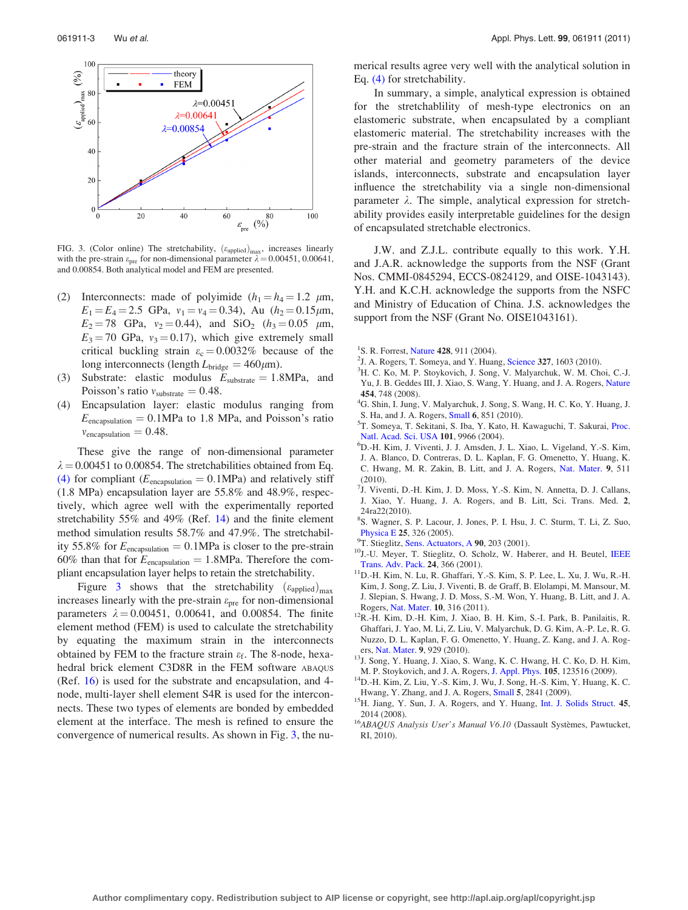100

80

60

40

20

0

0 20 40 60 80 100

$(\varepsilon_{applied})_{max}$ (%)

$\varepsilon_{pre}$ (%)

theory

FEM

$\lambda$=0.00451

$\lambda$=0.00641

$\lambda$=0.00854

FIG. 3. (Color online) The stretchability, $(\varepsilon_{applied})_{max}$, increases linearly with the pre-strain $\varepsilon_{pre}$ for non-dimensional parameter $\lambda = 0.00451$, 0.00641, and 0.00854. Both analytical model and FEM are presented.

(2) Interconnects: made of polyimide ($h_1 = h_4 = 1.2$ $\mu$m, $E_1 = E_4 = 2.5$ GPa, $\nu_1 = \nu_4 = 0.34$), Au ($h_2 = 0.15\mu$m, $E_2 = 78$ GPa, $\nu_2 = 0.44$), and $SiO_2$ ($h_3 = 0.05$ $\mu$m, $E_3 = 70$ GPa, $\nu_3 = 0.17$), which give extremely small critical buckling strain $\varepsilon_c = 0.0032\%$ because of the long interconnects (length $L_{bridge} = 460\mu$m).
(3) Substrate: elastic modulus $E_{substrate} = 1.8$MPa, and Poisson's ratio $\nu_{substrate} = 0.48$.
(4) Encapsulation layer: elastic modulus ranging from $E_{encapsulation} = 0.1$MPa to 1.8 MPa, and Poisson's ratio $\nu_{encapsulation} = 0.48$.

These give the range of non-dimensional parameter $\lambda = 0.00451$ to 0.00854. The stretchabilities obtained from Eq. (4) for compliant ($E_{encapsulation} = 0.1$MPa) and relatively stiff (1.8 MPa) encapsulation layer are 55.8% and 48.9%, respectively, which agree well with the experimentally reported stretchability 55% and 49% (Ref. 14) and the finite element method simulation results 58.7% and 47.9%. The stretchability 55.8% for $E_{encapsulation} = 0.1$MPa is closer to the pre-strain 60% than that for $E_{encapsulation} = 1.8$MPa. Therefore the compliant encapsulation layer helps to retain the stretchability.

Figure 3 shows that the stretchability $(\varepsilon_{applied})_{max}$ increases linearly with the pre-strain $\varepsilon_{pre}$ for non-dimensional parameters $\lambda = 0.00451$, 0.00641, and 0.00854. The finite element method (FEM) is used to calculate the stretchability by equating the maximum strain in the interconnects obtained by FEM to the fracture strain $\varepsilon_f$. The 8-node, hexahedral brick element C3D8R in the FEM software ABAQUS (Ref. 16) is used for the substrate and encapsulation, and 4-node, multi-layer shell element S4R is used for the interconnects. These two types of elements are bonded by embedded element at the interface. The mesh is refined to ensure the convergence of numerical results. As shown in Fig. 3, the numerical results agree very well with the analytical solution in Eq. (4) for stretchability.

In summary, a simple, analytical expression is obtained for the stretchablity of mesh-type electronics on an elastomeric substrate, when encapsulated by a compliant elastomeric material. The stretchability increases with the pre-strain and the fracture strain of the interconnects. All other material and geometry parameters of the device islands, interconnects, substrate and encapsulation layer influence the stretchability via a single non-dimensional parameter $\lambda$. The simple, analytical expression for stretchability provides easily interpretable guidelines for the design of encapsulated stretchable electronics.

J.W. and Z.J.L. contribute equally to this work. Y.H. and J.A.R. acknowledge the supports from the NSF (Grant Nos. CMMI-0845294, ECCS-0824129, and OISE-1043143). Y.H. and K.C.H. acknowledge the supports from the NSFC and Ministry of Education of China. J.S. acknowledges the support from the NSF (Grant No. OISE1043161).

[1] S. R. Forrest, Nature 428, 911 (2004).
[2] J. A. Rogers, T. Someya, and Y. Huang, Science 327, 1603 (2010).
[3] H. C. Ko, M. P. Stoykovich, J. Song, V. Malyarchuk, W. M. Choi, C.-J. Yu, J. B. Geddes III, J. Xiao, S. Wang, Y. Huang, and J. A. Rogers, Nature 454, 748 (2008).
[4] G. Shin, I. Jung, V. Malyarchuk, J. Song, S. Wang, H. C. Ko, Y. Huang, J. S. Ha, and J. A. Rogers, Small 6, 851 (2010).
[5] T. Someya, T. Sekitani, S. Iba, Y. Kato, H. Kawaguchi, T. Sakurai, Proc. Natl. Acad. Sci. USA 101, 9966 (2004).
[6] D.-H. Kim, J. J. Viventi, J. J. Amsden, J. Xiao, L. Vigeland, Y.-S. Kim, J. A. Blanco, D. Contreras, D. L. Kaplan, F. G. Omenetto, Y. Huang, K. C. Hwang, M. R. Zakin, B. Litt, and J. A. Rogers, Nat. Mater. 9, 511 (2010).
[7] J. Viventi, D.-H. Kim, J. D. Moss, Y.-S. Kim, N. Annetta, D. J. Callans, J. Xiao, Y. Huang, J. A. Rogers, and B. Litt, Sci. Trans. Med. 2, 24ra22(2010).
[8] S. Wagner, S. P. Lacour, J. Jones, P. I. Hsu, J. C. Sturm, T. Li, Z. Suo, Physica E 25, 326 (2005).
[9] T. Stieglitz, Sens. Actuators, A 90, 203 (2001).
[10] J.-U. Meyer, T. Stieglitz, O. Scholz, W. Haberer, and H. Beutel, IEEE Trans. Adv. Pack. 24, 366 (2001).
[11] D.-H. Kim, N. Lu, R. Ghaffari, Y.-S. Kim, S. P. Lee, L. Xu, J. Wu, R.-H. Kim, J. Song, Z. Liu, J. Viventi, B. de Graff, B. Elolampi, M. Mansour, M. J. Slepian, S. Hwang, J. D. Moss, S.-M. Won, Y. Huang, B. Litt, and J. A. Rogers, Nat. Mater. 10, 316 (2011).
[12] R.-H. Kim, D.-H. Kim, J. Xiao, B. H. Kim, S.-I. Park, B. Panilaitis, R. Ghaffari, J. Yao, M. Li, Z. Liu, V. Malyarchuk, D. G. Kim, A.-P. Le, R. G. Nuzzo, D. L. Kaplan, F. G. Omenetto, Y. Huang, Z. Kang, and J. A. Rogers, Nat. Mater. 9, 929 (2010).
[13] J. Song, Y. Huang, J. Xiao, S. Wang, K. C. Hwang, H. C. Ko, D. H. Kim, M. P. Stoykovich, and J. A. Rogers, J. Appl. Phys. 105, 123516 (2009).
[14] D.-H. Kim, Z. Liu, Y.-S. Kim, J. Wu, J. Song, H.-S. Kim, Y. Huang, K. C. Hwang, Y. Zhang, and J. A. Rogers, Small 5, 2841 (2009).
[15] H. Jiang, Y. Sun, J. A. Rogers, and Y. Huang, Int. J. Solids Struct. 45, 2014 (2008).
[16] *ABAQUS Analysis User's Manual V6.10* (Dassault Systèmes, Pawtucket, RI, 2010).